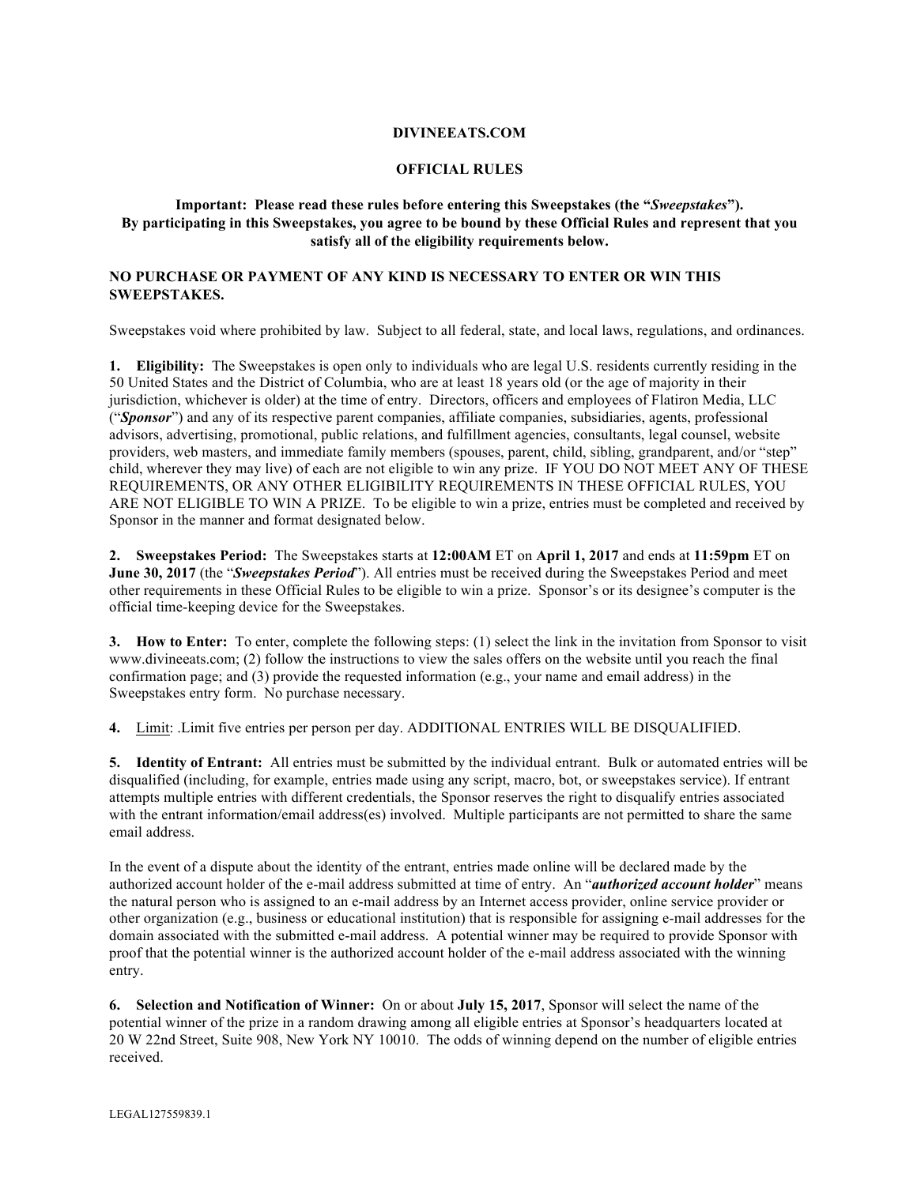**DIVINEEATS.COM**

**OFFICIAL RULES**

**Important: Please read these rules before entering this Sweepstakes (the "*Sweepstakes*"). By participating in this Sweepstakes, you agree to be bound by these Official Rules and represent that you satisfy all of the eligibility requirements below.**

**NO PURCHASE OR PAYMENT OF ANY KIND IS NECESSARY TO ENTER OR WIN THIS SWEEPSTAKES.**

Sweepstakes void where prohibited by law. Subject to all federal, state, and local laws, regulations, and ordinances.

**1. Eligibility:** The Sweepstakes is open only to individuals who are legal U.S. residents currently residing in the 50 United States and the District of Columbia, who are at least 18 years old (or the age of majority in their jurisdiction, whichever is older) at the time of entry. Directors, officers and employees of Flatiron Media, LLC ("***Sponsor***") and any of its respective parent companies, affiliate companies, subsidiaries, agents, professional advisors, advertising, promotional, public relations, and fulfillment agencies, consultants, legal counsel, website providers, web masters, and immediate family members (spouses, parent, child, sibling, grandparent, and/or "step" child, wherever they may live) of each are not eligible to win any prize. IF YOU DO NOT MEET ANY OF THESE REQUIREMENTS, OR ANY OTHER ELIGIBILITY REQUIREMENTS IN THESE OFFICIAL RULES, YOU ARE NOT ELIGIBLE TO WIN A PRIZE. To be eligible to win a prize, entries must be completed and received by Sponsor in the manner and format designated below.

**2. Sweepstakes Period:** The Sweepstakes starts at **12:00AM** ET on **April 1, 2017** and ends at **11:59pm** ET on **June 30, 2017** (the "***Sweepstakes Period***"). All entries must be received during the Sweepstakes Period and meet other requirements in these Official Rules to be eligible to win a prize. Sponsor's or its designee's computer is the official time-keeping device for the Sweepstakes.

**3. How to Enter:** To enter, complete the following steps: (1) select the link in the invitation from Sponsor to visit www.divineeats.com; (2) follow the instructions to view the sales offers on the website until you reach the final confirmation page; and (3) provide the requested information (e.g., your name and email address) in the Sweepstakes entry form. No purchase necessary.

**4.** Limit: .Limit five entries per person per day. ADDITIONAL ENTRIES WILL BE DISQUALIFIED.

**5. Identity of Entrant:** All entries must be submitted by the individual entrant. Bulk or automated entries will be disqualified (including, for example, entries made using any script, macro, bot, or sweepstakes service). If entrant attempts multiple entries with different credentials, the Sponsor reserves the right to disqualify entries associated with the entrant information/email address(es) involved. Multiple participants are not permitted to share the same email address.

In the event of a dispute about the identity of the entrant, entries made online will be declared made by the authorized account holder of the e-mail address submitted at time of entry. An "***authorized account holder***" means the natural person who is assigned to an e-mail address by an Internet access provider, online service provider or other organization (e.g., business or educational institution) that is responsible for assigning e-mail addresses for the domain associated with the submitted e-mail address. A potential winner may be required to provide Sponsor with proof that the potential winner is the authorized account holder of the e-mail address associated with the winning entry.

**6. Selection and Notification of Winner:** On or about **July 15, 2017**, Sponsor will select the name of the potential winner of the prize in a random drawing among all eligible entries at Sponsor's headquarters located at 20 W 22nd Street, Suite 908, New York NY 10010. The odds of winning depend on the number of eligible entries received.

LEGAL127559839.1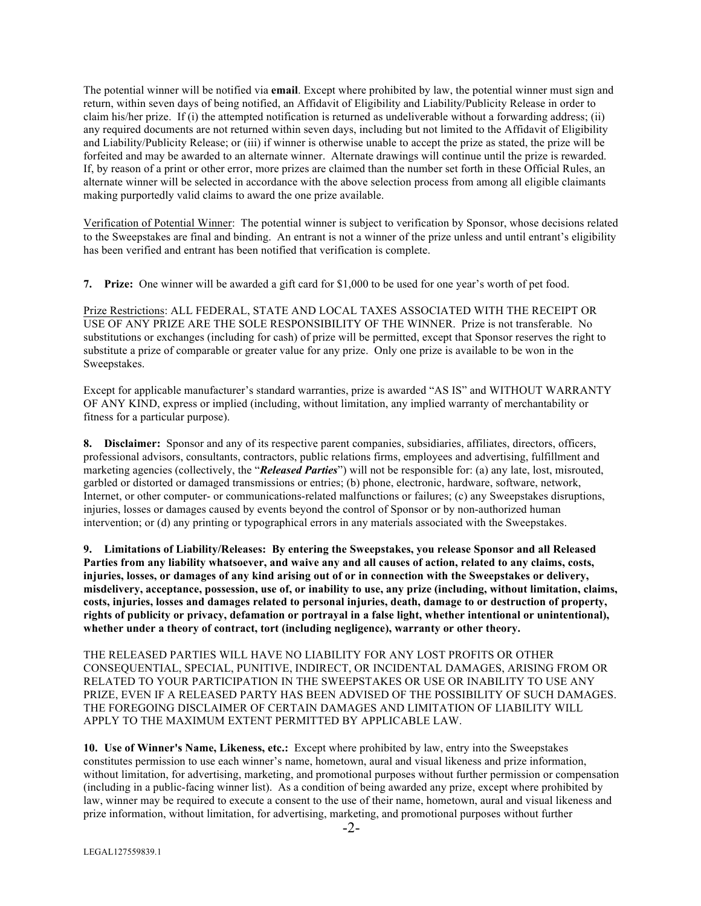The potential winner will be notified via **email**. Except where prohibited by law, the potential winner must sign and return, within seven days of being notified, an Affidavit of Eligibility and Liability/Publicity Release in order to claim his/her prize. If (i) the attempted notification is returned as undeliverable without a forwarding address; (ii) any required documents are not returned within seven days, including but not limited to the Affidavit of Eligibility and Liability/Publicity Release; or (iii) if winner is otherwise unable to accept the prize as stated, the prize will be forfeited and may be awarded to an alternate winner. Alternate drawings will continue until the prize is rewarded. If, by reason of a print or other error, more prizes are claimed than the number set forth in these Official Rules, an alternate winner will be selected in accordance with the above selection process from among all eligible claimants making purportedly valid claims to award the one prize available.

Verification of Potential Winner: The potential winner is subject to verification by Sponsor, whose decisions related to the Sweepstakes are final and binding. An entrant is not a winner of the prize unless and until entrant's eligibility has been verified and entrant has been notified that verification is complete.

**7. Prize:** One winner will be awarded a gift card for $1,000 to be used for one year's worth of pet food.

Prize Restrictions: ALL FEDERAL, STATE AND LOCAL TAXES ASSOCIATED WITH THE RECEIPT OR USE OF ANY PRIZE ARE THE SOLE RESPONSIBILITY OF THE WINNER. Prize is not transferable. No substitutions or exchanges (including for cash) of prize will be permitted, except that Sponsor reserves the right to substitute a prize of comparable or greater value for any prize. Only one prize is available to be won in the Sweepstakes.

Except for applicable manufacturer's standard warranties, prize is awarded "AS IS" and WITHOUT WARRANTY OF ANY KIND, express or implied (including, without limitation, any implied warranty of merchantability or fitness for a particular purpose).

**8. Disclaimer:** Sponsor and any of its respective parent companies, subsidiaries, affiliates, directors, officers, professional advisors, consultants, contractors, public relations firms, employees and advertising, fulfillment and marketing agencies (collectively, the "***Released Parties***") will not be responsible for: (a) any late, lost, misrouted, garbled or distorted or damaged transmissions or entries; (b) phone, electronic, hardware, software, network, Internet, or other computer- or communications-related malfunctions or failures; (c) any Sweepstakes disruptions, injuries, losses or damages caused by events beyond the control of Sponsor or by non-authorized human intervention; or (d) any printing or typographical errors in any materials associated with the Sweepstakes.

**9. Limitations of Liability/Releases: By entering the Sweepstakes, you release Sponsor and all Released Parties from any liability whatsoever, and waive any and all causes of action, related to any claims, costs, injuries, losses, or damages of any kind arising out of or in connection with the Sweepstakes or delivery, misdelivery, acceptance, possession, use of, or inability to use, any prize (including, without limitation, claims, costs, injuries, losses and damages related to personal injuries, death, damage to or destruction of property, rights of publicity or privacy, defamation or portrayal in a false light, whether intentional or unintentional), whether under a theory of contract, tort (including negligence), warranty or other theory.**

THE RELEASED PARTIES WILL HAVE NO LIABILITY FOR ANY LOST PROFITS OR OTHER CONSEQUENTIAL, SPECIAL, PUNITIVE, INDIRECT, OR INCIDENTAL DAMAGES, ARISING FROM OR RELATED TO YOUR PARTICIPATION IN THE SWEEPSTAKES OR USE OR INABILITY TO USE ANY PRIZE, EVEN IF A RELEASED PARTY HAS BEEN ADVISED OF THE POSSIBILITY OF SUCH DAMAGES. THE FOREGOING DISCLAIMER OF CERTAIN DAMAGES AND LIMITATION OF LIABILITY WILL APPLY TO THE MAXIMUM EXTENT PERMITTED BY APPLICABLE LAW.

**10. Use of Winner's Name, Likeness, etc.:** Except where prohibited by law, entry into the Sweepstakes constitutes permission to use each winner's name, hometown, aural and visual likeness and prize information, without limitation, for advertising, marketing, and promotional purposes without further permission or compensation (including in a public-facing winner list). As a condition of being awarded any prize, except where prohibited by law, winner may be required to execute a consent to the use of their name, hometown, aural and visual likeness and prize information, without limitation, for advertising, marketing, and promotional purposes without further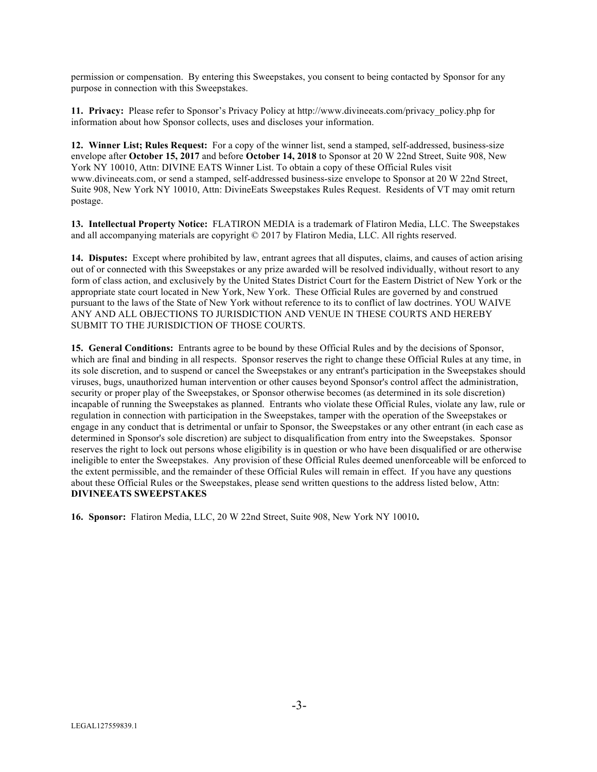permission or compensation. By entering this Sweepstakes, you consent to being contacted by Sponsor for any purpose in connection with this Sweepstakes.

**11. Privacy:** Please refer to Sponsor's Privacy Policy at http://www.divineeats.com/privacy_policy.php for information about how Sponsor collects, uses and discloses your information.

**12. Winner List; Rules Request:** For a copy of the winner list, send a stamped, self-addressed, business-size envelope after **October 15, 2017** and before **October 14, 2018** to Sponsor at 20 W 22nd Street, Suite 908, New York NY 10010, Attn: DIVINE EATS Winner List. To obtain a copy of these Official Rules visit www.divineeats.com, or send a stamped, self-addressed business-size envelope to Sponsor at 20 W 22nd Street, Suite 908, New York NY 10010, Attn: DivineEats Sweepstakes Rules Request. Residents of VT may omit return postage.

**13. Intellectual Property Notice:** FLATIRON MEDIA is a trademark of Flatiron Media, LLC. The Sweepstakes and all accompanying materials are copyright © 2017 by Flatiron Media, LLC. All rights reserved.

**14. Disputes:** Except where prohibited by law, entrant agrees that all disputes, claims, and causes of action arising out of or connected with this Sweepstakes or any prize awarded will be resolved individually, without resort to any form of class action, and exclusively by the United States District Court for the Eastern District of New York or the appropriate state court located in New York, New York. These Official Rules are governed by and construed pursuant to the laws of the State of New York without reference to its to conflict of law doctrines. YOU WAIVE ANY AND ALL OBJECTIONS TO JURISDICTION AND VENUE IN THESE COURTS AND HEREBY SUBMIT TO THE JURISDICTION OF THOSE COURTS.

**15. General Conditions:** Entrants agree to be bound by these Official Rules and by the decisions of Sponsor, which are final and binding in all respects. Sponsor reserves the right to change these Official Rules at any time, in its sole discretion, and to suspend or cancel the Sweepstakes or any entrant's participation in the Sweepstakes should viruses, bugs, unauthorized human intervention or other causes beyond Sponsor's control affect the administration, security or proper play of the Sweepstakes, or Sponsor otherwise becomes (as determined in its sole discretion) incapable of running the Sweepstakes as planned. Entrants who violate these Official Rules, violate any law, rule or regulation in connection with participation in the Sweepstakes, tamper with the operation of the Sweepstakes or engage in any conduct that is detrimental or unfair to Sponsor, the Sweepstakes or any other entrant (in each case as determined in Sponsor's sole discretion) are subject to disqualification from entry into the Sweepstakes. Sponsor reserves the right to lock out persons whose eligibility is in question or who have been disqualified or are otherwise ineligible to enter the Sweepstakes. Any provision of these Official Rules deemed unenforceable will be enforced to the extent permissible, and the remainder of these Official Rules will remain in effect. If you have any questions about these Official Rules or the Sweepstakes, please send written questions to the address listed below, Attn: **DIVINEEATS SWEEPSTAKES**

**16. Sponsor:** Flatiron Media, LLC, 20 W 22nd Street, Suite 908, New York NY 10010**.**

LEGAL127559839.1